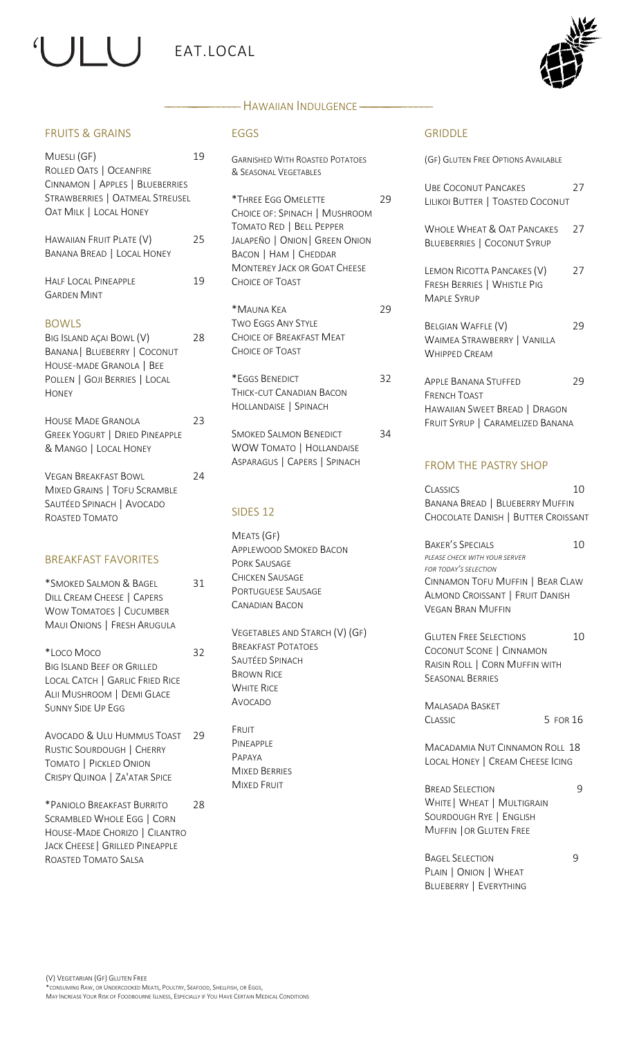# 'ULU EAT.LOCAL

## Hawaiian Indulgence

### FRUITS & GRAINS

**Muesli (GF)** 19
Rolled Oats | Oceanfire Cinnamon | Apples | Blueberries Strawberries | Oatmeal Streusel Oat Milk | Local Honey

**Hawaiian Fruit Plate (V)** 25
Banana Bread | Local Honey

**Half Local Pineapple** 19
Garden Mint

### BOWLS

**Big Island Açai Bowl (V)** 28
Banana| Blueberry | Coconut House-made Granola | Bee Pollen | Goji Berries | Local Honey

**House Made Granola** 23
Greek Yogurt | Dried Pineapple & Mango | Local Honey

**Vegan Breakfast Bowl** 24
Mixed Grains | Tofu Scramble Sautéed Spinach | Avocado Roasted Tomato

### BREAKFAST FAVORITES

**\*Smoked Salmon & Bagel** 31
Dill Cream Cheese | Capers WOW Tomatoes | Cucumber Maui Onions | Fresh Arugula

**\*Loco Moco** 32
Big Island Beef or Grilled Local Catch | Garlic Fried Rice Alii Mushroom | Demi Glace Sunny Side Up Egg

**Avocado & Ulu Hummus Toast** 29
Rustic Sourdough | Cherry Tomato | Pickled Onion Crispy Quinoa | Za'atar Spice

**\*Paniolo Breakfast Burrito** 28
Scrambled Whole Egg | Corn House-Made Chorizo | Cilantro Jack Cheese| Grilled Pineapple Roasted Tomato Salsa

### EGGS

Garnished With Roasted Potatoes & Seasonal Vegetables

**\*Three Egg Omelette** 29
Choice of: Spinach | Mushroom Tomato Red | Bell Pepper Jalapeño | Onion| Green Onion Bacon | Ham | Cheddar Monterey Jack or Goat Cheese Choice of Toast

**\*Mauna Kea** 29
Two Eggs Any Style Choice of Breakfast Meat Choice of Toast

**\*Eggs Benedict** 32
Thick-cut Canadian Bacon Hollandaise | Spinach

**Smoked Salmon Benedict** 34
WOW Tomato | Hollandaise Asparagus | Capers | Spinach

### SIDES 12

**Meats (GF)**
Applewood Smoked Bacon
Pork Sausage
Chicken Sausage
Portuguese Sausage
Canadian Bacon

**Vegetables and Starch (V) (GF)**
Breakfast Potatoes
Sautéed Spinach
Brown Rice
White Rice
Avocado

**Fruit**
Pineapple
Papaya
Mixed Berries
Mixed Fruit

### GRIDDLE

(GF) Gluten Free Options Available

**Ube Coconut Pancakes** 27
Lilikoi Butter | Toasted Coconut

**Whole Wheat & Oat Pancakes** 27
Blueberries | Coconut Syrup

**Lemon Ricotta Pancakes (V)** 27
Fresh Berries | Whistle Pig Maple Syrup

**Belgian Waffle (V)** 29
Waimea Strawberry | Vanilla Whipped Cream

**Apple Banana Stuffed French Toast** 29
Hawaiian Sweet Bread | Dragon Fruit Syrup | Caramelized Banana

### FROM THE PASTRY SHOP

**Classics** 10
Banana Bread | Blueberry Muffin Chocolate Danish | Butter Croissant

**Baker's Specials** 10
*Please check with your server for today's selection*
Cinnamon Tofu Muffin | Bear Claw Almond Croissant | Fruit Danish Vegan Bran Muffin

**Gluten Free Selections** 10
Coconut Scone | Cinnamon Raisin Roll | Corn Muffin with Seasonal Berries

**Malasada Basket**
Classic 5 for 16

**Macadamia Nut Cinnamon Roll** 18
Local Honey | Cream Cheese Icing

**Bread Selection** 9
White| Wheat | Multigrain Sourdough Rye | English Muffin |or Gluten Free

**Bagel Selection** 9
Plain | Onion | Wheat Blueberry | Everything

(V) Vegetarian (GF) Gluten Free
\*Consuming Raw, or Undercooked Meats, Poultry, Seafood, Shellfish, or Eggs, May Increase Your Risk of Foodbourne Illness, Especially if You Have Certain Medical Conditions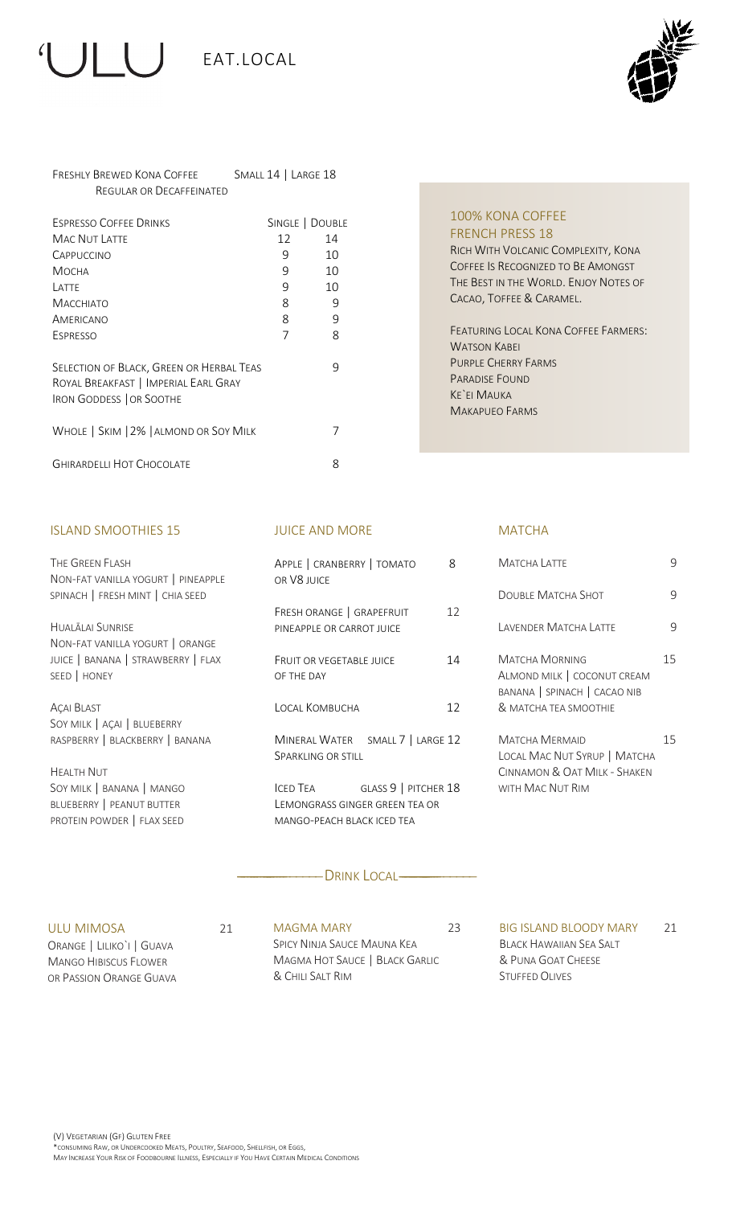# 'ULU EAT.LOCAL

| | |
|---|---|
| Freshly Brewed Kona Coffee<br>Regular or Decaffeinated | Small 14 \| Large 18 |

| Espresso Coffee Drinks | Single | Double |
|---|---|---|
| Mac Nut Latte | 12 | 14 |
| Cappuccino | 9 | 10 |
| Mocha | 9 | 10 |
| Latte | 9 | 10 |
| Macchiato | 8 | 9 |
| Americano | 8 | 9 |
| Espresso | 7 | 8 |

Selection of Black, Green or Herbal Teas — 9
Royal Breakfast | Imperial Earl Gray
Iron Goddess | or Soothe

Whole | Skim | 2% | Almond or Soy Milk — 7

Ghirardelli Hot Chocolate — 8

## 100% Kona Coffee French Press 18

Rich With Volcanic Complexity, Kona Coffee Is Recognized to Be Amongst the Best in the World. Enjoy Notes of Cacao, Toffee & Caramel.

Featuring Local Kona Coffee Farmers:
Watson Kabei
Purple Cherry Farms
Paradise Found
Ke`ei Mauka
Makapueo Farms

## Island Smoothies 15

**The Green Flash**
Non-Fat Vanilla Yogurt | Pineapple Spinach | Fresh Mint | Chia Seed

**Hualālai Sunrise**
Non-Fat Vanilla Yogurt | Orange Juice | Banana | Strawberry | Flax Seed | Honey

**Açai Blast**
Soy Milk | Açai | Blueberry Raspberry | Blackberry | Banana

**Health Nut**
Soy Milk | Banana | Mango Blueberry | Peanut Butter Protein Powder | Flax Seed

## Juice and More

Apple | Cranberry | Tomato or V8 Juice — 8

Fresh Orange | Grapefruit Pineapple or Carrot Juice — 12

Fruit or Vegetable Juice of the Day — 14

Local Kombucha — 12

Mineral Water — Small 7 | Large 12
Sparkling or Still

Iced Tea — Glass 9 | Pitcher 18
Lemongrass Ginger Green Tea or Mango-Peach Black Iced Tea

## Matcha

Matcha Latte — 9

Double Matcha Shot — 9

Lavender Matcha Latte — 9

**Matcha Morning** — 15
Almond Milk | Coconut Cream Banana | Spinach | Cacao Nib & Matcha Tea Smoothie

**Matcha Mermaid** — 15
Local Mac Nut Syrup | Matcha Cinnamon & Oat Milk - Shaken with Mac Nut Rim

## Drink Local

**ULU Mimosa** — 21
Orange | Liliko`i | Guava Mango Hibiscus Flower or Passion Orange Guava

**Magma Mary** — 23
Spicy Ninja Sauce Mauna Kea Magma Hot Sauce | Black Garlic & Chili Salt Rim

**Big Island Bloody Mary** — 21
Black Hawaiian Sea Salt & Puna Goat Cheese Stuffed Olives

(V) Vegetarian (GF) Gluten Free
*Consuming Raw, or Undercooked Meats, Poultry, Seafood, Shellfish, or Eggs, May Increase Your Risk of Foodbourne Illness, Especially if You Have Certain Medical Conditions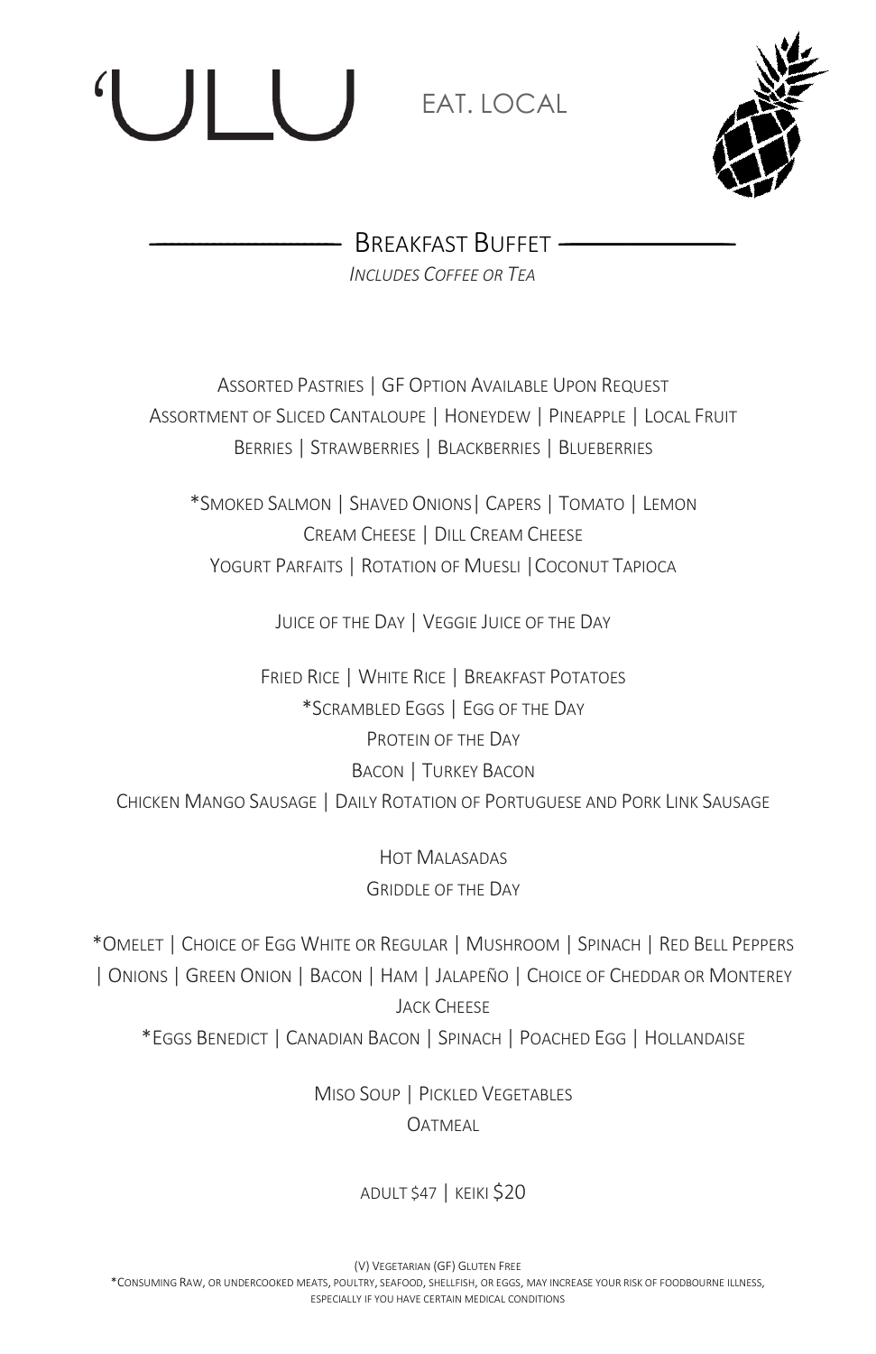# 'ULU EAT. LOCAL

## Breakfast Buffet

*Includes Coffee or Tea*

Assorted Pastries | GF Option Available Upon Request
Assortment of Sliced Cantaloupe | Honeydew | Pineapple | Local Fruit
Berries | Strawberries | Blackberries | Blueberries

*Smoked Salmon | Shaved Onions| Capers | Tomato | Lemon
Cream Cheese | Dill Cream Cheese
Yogurt Parfaits | Rotation of Muesli |Coconut Tapioca

Juice of the Day | Veggie Juice of the Day

Fried Rice | White Rice | Breakfast Potatoes
*Scrambled Eggs | Egg of the Day
Protein of the Day
Bacon | Turkey Bacon
Chicken Mango Sausage | Daily Rotation of Portuguese and Pork Link Sausage

Hot Malasadas
Griddle of the Day

*Omelet | Choice of Egg White or Regular | Mushroom | Spinach | Red Bell Peppers | Onions | Green Onion | Bacon | Ham | Jalapeño | Choice of Cheddar or Monterey Jack Cheese
*Eggs Benedict | Canadian Bacon | Spinach | Poached Egg | Hollandaise

Miso Soup | Pickled Vegetables
Oatmeal

Adult $47 | Keiki $20

(V) Vegetarian (GF) Gluten Free
*Consuming Raw, or undercooked meats, poultry, seafood, shellfish, or eggs, may increase your risk of foodbourne illness, especially if you have certain medical conditions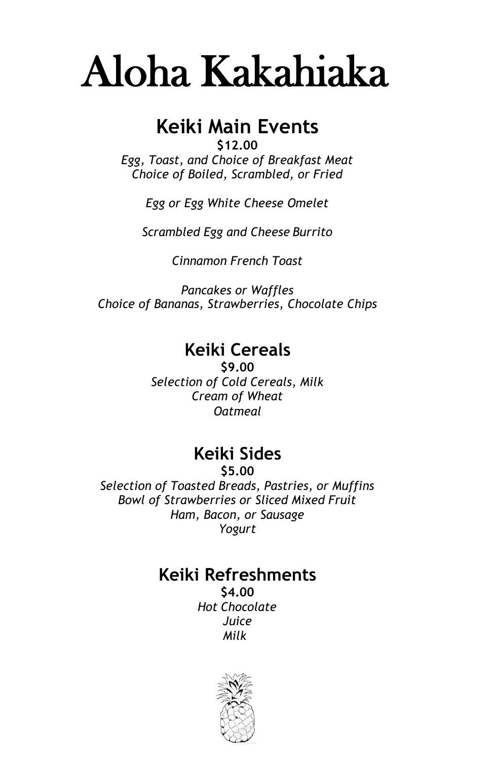# Aloha Kakahiaka

## Keiki Main Events

**$12.00**

*Egg, Toast, and Choice of Breakfast Meat*
*Choice of Boiled, Scrambled, or Fried*

*Egg or Egg White Cheese Omelet*

*Scrambled Egg and Cheese Burrito*

*Cinnamon French Toast*

*Pancakes or Waffles*
*Choice of Bananas, Strawberries, Chocolate Chips*

## Keiki Cereals

**$9.00**

*Selection of Cold Cereals, Milk*
*Cream of Wheat*
*Oatmeal*

## Keiki Sides

**$5.00**

*Selection of Toasted Breads, Pastries, or Muffins*
*Bowl of Strawberries or Sliced Mixed Fruit*
*Ham, Bacon, or Sausage*
*Yogurt*

## Keiki Refreshments

**$4.00**

*Hot Chocolate*
*Juice*
*Milk*